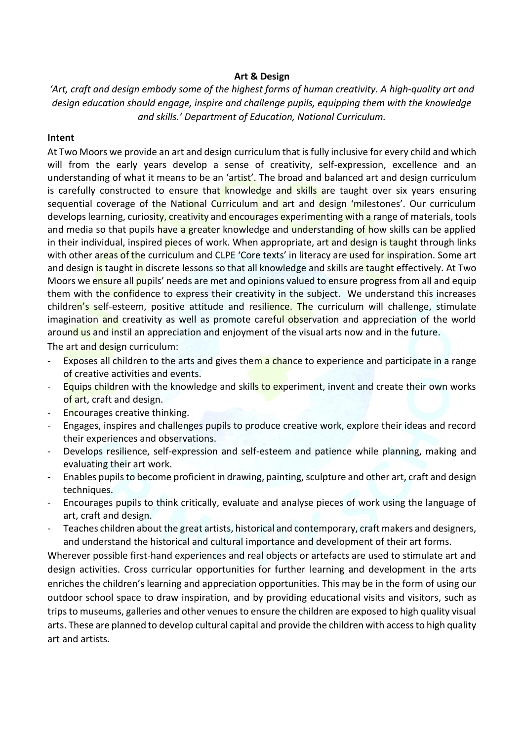**Art & Design**

*'Art, craft and design embody some of the highest forms of human creativity. A high-quality art and design education should engage, inspire and challenge pupils, equipping them with the knowledge and skills.' Department of Education, National Curriculum.*

**Intent**

At Two Moors we provide an art and design curriculum that is fully inclusive for every child and which will from the early years develop a sense of creativity, self-expression, excellence and an understanding of what it means to be an 'artist'. The broad and balanced art and design curriculum is carefully constructed to ensure that knowledge and skills are taught over six years ensuring sequential coverage of the National Curriculum and art and design 'milestones'. Our curriculum develops learning, curiosity, creativity and encourages experimenting with a range of materials, tools and media so that pupils have a greater knowledge and understanding of how skills can be applied in their individual, inspired pieces of work. When appropriate, art and design is taught through links with other areas of the curriculum and CLPE 'Core texts' in literacy are used for inspiration. Some art and design is taught in discrete lessons so that all knowledge and skills are taught effectively. At Two Moors we ensure all pupils' needs are met and opinions valued to ensure progress from all and equip them with the confidence to express their creativity in the subject. We understand this increases children's self-esteem, positive attitude and resilience. The curriculum will challenge, stimulate imagination and creativity as well as promote careful observation and appreciation of the world around us and instil an appreciation and enjoyment of the visual arts now and in the future.

The art and design curriculum:

- Exposes all children to the arts and gives them a chance to experience and participate in a range of creative activities and events.
- Equips children with the knowledge and skills to experiment, invent and create their own works of art, craft and design.
- Encourages creative thinking.
- Engages, inspires and challenges pupils to produce creative work, explore their ideas and record their experiences and observations.
- Develops resilience, self-expression and self-esteem and patience while planning, making and evaluating their art work.
- Enables pupils to become proficient in drawing, painting, sculpture and other art, craft and design techniques.
- Encourages pupils to think critically, evaluate and analyse pieces of work using the language of art, craft and design.
- Teaches children about the great artists, historical and contemporary, craft makers and designers, and understand the historical and cultural importance and development of their art forms.

Wherever possible first-hand experiences and real objects or artefacts are used to stimulate art and design activities. Cross curricular opportunities for further learning and development in the arts enriches the children's learning and appreciation opportunities. This may be in the form of using our outdoor school space to draw inspiration, and by providing educational visits and visitors, such as trips to museums, galleries and other venues to ensure the children are exposed to high quality visual arts. These are planned to develop cultural capital and provide the children with access to high quality art and artists.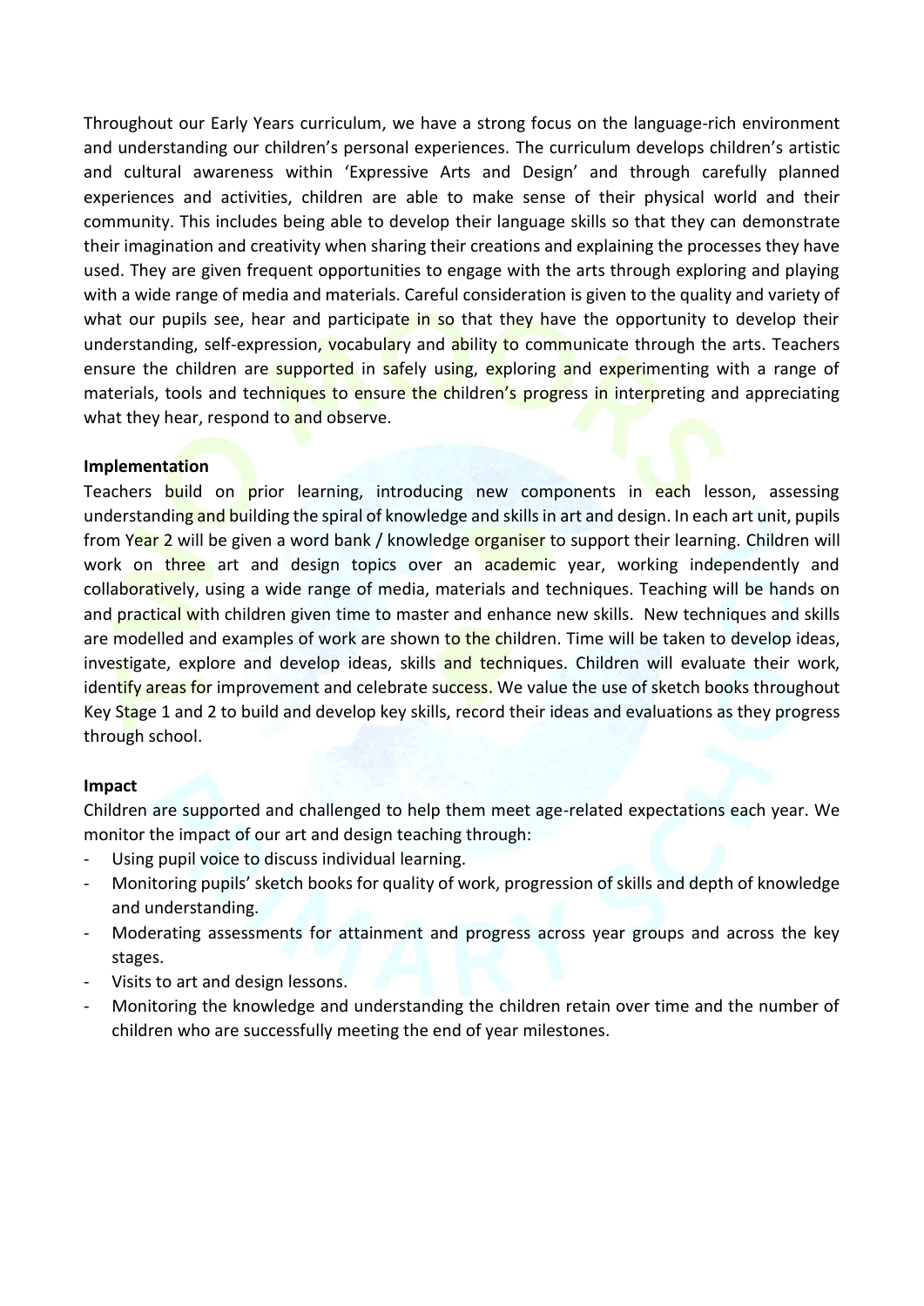Throughout our Early Years curriculum, we have a strong focus on the language-rich environment and understanding our children's personal experiences. The curriculum develops children's artistic and cultural awareness within 'Expressive Arts and Design' and through carefully planned experiences and activities, children are able to make sense of their physical world and their community. This includes being able to develop their language skills so that they can demonstrate their imagination and creativity when sharing their creations and explaining the processes they have used. They are given frequent opportunities to engage with the arts through exploring and playing with a wide range of media and materials. Careful consideration is given to the quality and variety of what our pupils see, hear and participate in so that they have the opportunity to develop their understanding, self-expression, vocabulary and ability to communicate through the arts. Teachers ensure the children are supported in safely using, exploring and experimenting with a range of materials, tools and techniques to ensure the children's progress in interpreting and appreciating what they hear, respond to and observe.

**Implementation**

Teachers build on prior learning, introducing new components in each lesson, assessing understanding and building the spiral of knowledge and skills in art and design. In each art unit, pupils from Year 2 will be given a word bank / knowledge organiser to support their learning. Children will work on three art and design topics over an academic year, working independently and collaboratively, using a wide range of media, materials and techniques. Teaching will be hands on and practical with children given time to master and enhance new skills. New techniques and skills are modelled and examples of work are shown to the children. Time will be taken to develop ideas, investigate, explore and develop ideas, skills and techniques. Children will evaluate their work, identify areas for improvement and celebrate success. We value the use of sketch books throughout Key Stage 1 and 2 to build and develop key skills, record their ideas and evaluations as they progress through school.

**Impact**

Children are supported and challenged to help them meet age-related expectations each year. We monitor the impact of our art and design teaching through:

- Using pupil voice to discuss individual learning.
- Monitoring pupils' sketch books for quality of work, progression of skills and depth of knowledge and understanding.
- Moderating assessments for attainment and progress across year groups and across the key stages.
- Visits to art and design lessons.
- Monitoring the knowledge and understanding the children retain over time and the number of children who are successfully meeting the end of year milestones.